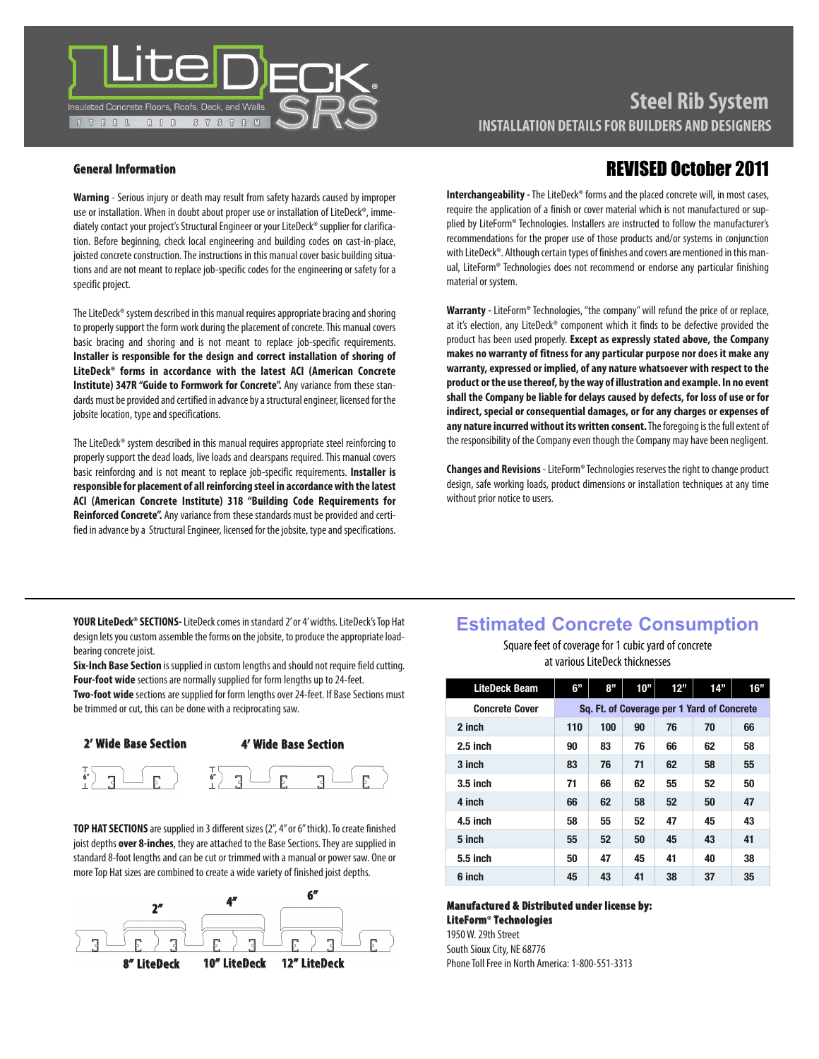# LiteDeck SRS

Insulated Concrete Floors, Roofs, Deck, and Walls

STEEL RIB SYSTEM

## Steel Rib System

**INSTALLATION DETAILS FOR BUILDERS AND DESIGNERS**

## REVISED October 2011

### General Information

**Warning** - Serious injury or death may result from safety hazards caused by improper use or installation. When in doubt about proper use or installation of LiteDeck®, immediately contact your project's Structural Engineer or your LiteDeck® supplier for clarification. Before beginning, check local engineering and building codes on cast-in-place, joisted concrete construction. The instructions in this manual cover basic building situations and are not meant to replace job-specific codes for the engineering or safety for a specific project.

The LiteDeck® system described in this manual requires appropriate bracing and shoring to properly support the form work during the placement of concrete. This manual covers basic bracing and shoring and is not meant to replace job-specific requirements. **Installer is responsible for the design and correct installation of shoring of LiteDeck® forms in accordance with the latest ACI (American Concrete Institute) 347R "Guide to Formwork for Concrete".** Any variance from these standards must be provided and certified in advance by a structural engineer, licensed for the jobsite location, type and specifications.

The LiteDeck® system described in this manual requires appropriate steel reinforcing to properly support the dead loads, live loads and clearspans required. This manual covers basic reinforcing and is not meant to replace job-specific requirements. **Installer is responsible for placement of all reinforcing steel in accordance with the latest ACI (American Concrete Institute) 318 "Building Code Requirements for Reinforced Concrete".** Any variance from these standards must be provided and certified in advance by a Structural Engineer, licensed for the jobsite, type and specifications.

**Interchangeability** - The LiteDeck® forms and the placed concrete will, in most cases, require the application of a finish or cover material which is not manufactured or supplied by LiteForm® Technologies. Installers are instructed to follow the manufacturer's recommendations for the proper use of those products and/or systems in conjunction with LiteDeck®. Although certain types of finishes and covers are mentioned in this manual, LiteForm® Technologies does not recommend or endorse any particular finishing material or system.

**Warranty** - LiteForm® Technologies, "the company" will refund the price of or replace, at it's election, any LiteDeck® component which it finds to be defective provided the product has been used properly. **Except as expressly stated above, the Company makes no warranty of fitness for any particular purpose nor does it make any warranty, expressed or implied, of any nature whatsoever with respect to the product or the use thereof, by the way of illustration and example. In no event shall the Company be liable for delays caused by defects, for loss of use or for indirect, special or consequential damages, or for any charges or expenses of any nature incurred without its written consent.** The foregoing is the full extent of the responsibility of the Company even though the Company may have been negligent.

**Changes and Revisions** - LiteForm® Technologies reserves the right to change product design, safe working loads, product dimensions or installation techniques at any time without prior notice to users.

---

**YOUR LiteDeck® SECTIONS**- LiteDeck comes in standard 2' or 4' widths. LiteDeck's Top Hat design lets you custom assemble the forms on the jobsite, to produce the appropriate load-bearing concrete joist.

**Six-Inch Base Section** is supplied in custom lengths and should not require field cutting.

**Four-foot wide** sections are normally supplied for form lengths up to 24-feet.

**Two-foot wide** sections are supplied for form lengths over 24-feet. If Base Sections must be trimmed or cut, this can be done with a reciprocating saw.

**2' Wide Base Section** — **4' Wide Base Section** (6")

**TOP HAT SECTIONS** are supplied in 3 different sizes (2", 4" or 6" thick). To create finished joist depths **over 8-inches**, they are attached to the Base Sections. They are supplied in standard 8-foot lengths and can be cut or trimmed with a manual or power saw. One or more Top Hat sizes are combined to create a wide variety of finished joist depths.

2" — 4" — 6"

**8" LiteDeck** — **10" LiteDeck** — **12" LiteDeck**

## Estimated Concrete Consumption

Square feet of coverage for 1 cubic yard of concrete at various LiteDeck thicknesses

| LiteDeck Beam | 6" | 8" | 10" | 12" | 14" | 16" |
|---|---|---|---|---|---|---|
| Concrete Cover | Sq. Ft. of Coverage per 1 Yard of Concrete | | | | | |
| 2 inch | 110 | 100 | 90 | 76 | 70 | 66 |
| 2.5 inch | 90 | 83 | 76 | 66 | 62 | 58 |
| 3 inch | 83 | 76 | 71 | 62 | 58 | 55 |
| 3.5 inch | 71 | 66 | 62 | 55 | 52 | 50 |
| 4 inch | 66 | 62 | 58 | 52 | 50 | 47 |
| 4.5 inch | 58 | 55 | 52 | 47 | 45 | 43 |
| 5 inch | 55 | 52 | 50 | 45 | 43 | 41 |
| 5.5 inch | 50 | 47 | 45 | 41 | 40 | 38 |
| 6 inch | 45 | 43 | 41 | 38 | 37 | 35 |

**Manufactured & Distributed under license by:**
**LiteForm® Technologies**
1950 W. 29th Street
South Sioux City, NE 68776
Phone Toll Free in North America: 1-800-551-3313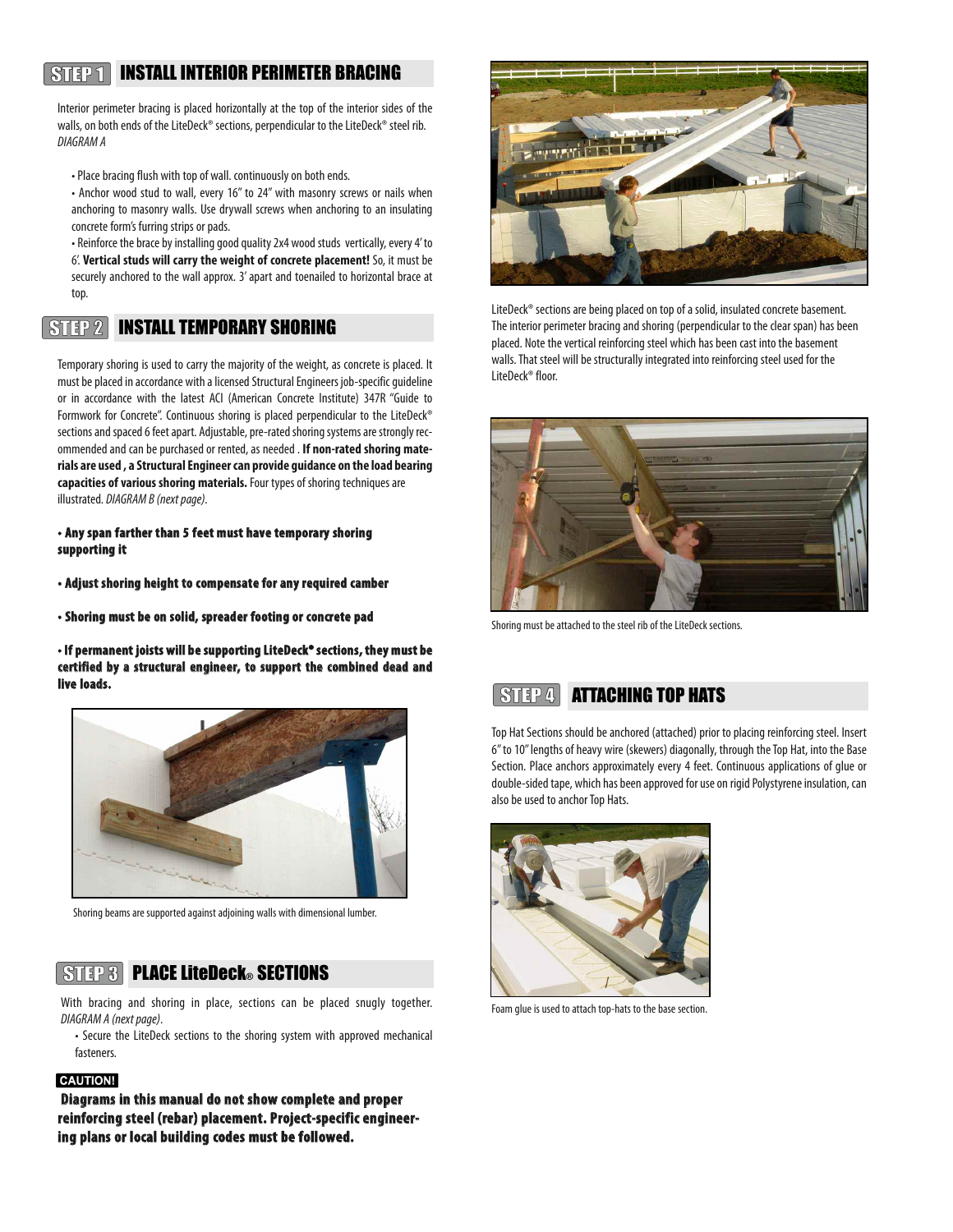## STEP 1 INSTALL INTERIOR PERIMETER BRACING

Interior perimeter bracing is placed horizontally at the top of the interior sides of the walls, on both ends of the LiteDeck® sections, perpendicular to the LiteDeck® steel rib. *DIAGRAM A*

- Place bracing flush with top of wall. continuously on both ends.
- Anchor wood stud to wall, every 16" to 24" with masonry screws or nails when anchoring to masonry walls. Use drywall screws when anchoring to an insulating concrete form's furring strips or pads.
- Reinforce the brace by installing good quality 2x4 wood studs vertically, every 4' to 6'. **Vertical studs will carry the weight of concrete placement!** So, it must be securely anchored to the wall approx. 3' apart and toenailed to horizontal brace at top.

## STEP 2 INSTALL TEMPORARY SHORING

Temporary shoring is used to carry the majority of the weight, as concrete is placed. It must be placed in accordance with a licensed Structural Engineers job-specific guideline or in accordance with the latest ACI (American Concrete Institute) 347R "Guide to Formwork for Concrete". Continuous shoring is placed perpendicular to the LiteDeck® sections and spaced 6 feet apart. Adjustable, pre-rated shoring systems are strongly recommended and can be purchased or rented, as needed . **If non-rated shoring materials are used , a Structural Engineer can provide guidance on the load bearing capacities of various shoring materials.** Four types of shoring techniques are illustrated. *DIAGRAM B (next page)*.

- **Any span farther than 5 feet must have temporary shoring supporting it**
- **Adjust shoring height to compensate for any required camber**
- **Shoring must be on solid, spreader footing or concrete pad**
- **If permanent joists will be supporting LiteDeck® sections, they must be certified by a structural engineer, to support the combined dead and live loads.**

Shoring beams are supported against adjoining walls with dimensional lumber.

## STEP 3 PLACE LiteDeck® SECTIONS

With bracing and shoring in place, sections can be placed snugly together. *DIAGRAM A (next page)*.

- Secure the LiteDeck sections to the shoring system with approved mechanical fasteners.

**CAUTION!**

**Diagrams in this manual do not show complete and proper reinforcing steel (rebar) placement. Project-specific engineering plans or local building codes must be followed.**

LiteDeck® sections are being placed on top of a solid, insulated concrete basement. The interior perimeter bracing and shoring (perpendicular to the clear span) has been placed. Note the vertical reinforcing steel which has been cast into the basement walls. That steel will be structurally integrated into reinforcing steel used for the LiteDeck® floor.

Shoring must be attached to the steel rib of the LiteDeck sections.

## STEP 4 ATTACHING TOP HATS

Top Hat Sections should be anchored (attached) prior to placing reinforcing steel. Insert 6" to 10" lengths of heavy wire (skewers) diagonally, through the Top Hat, into the Base Section. Place anchors approximately every 4 feet. Continuous applications of glue or double-sided tape, which has been approved for use on rigid Polystyrene insulation, can also be used to anchor Top Hats.

Foam glue is used to attach top-hats to the base section.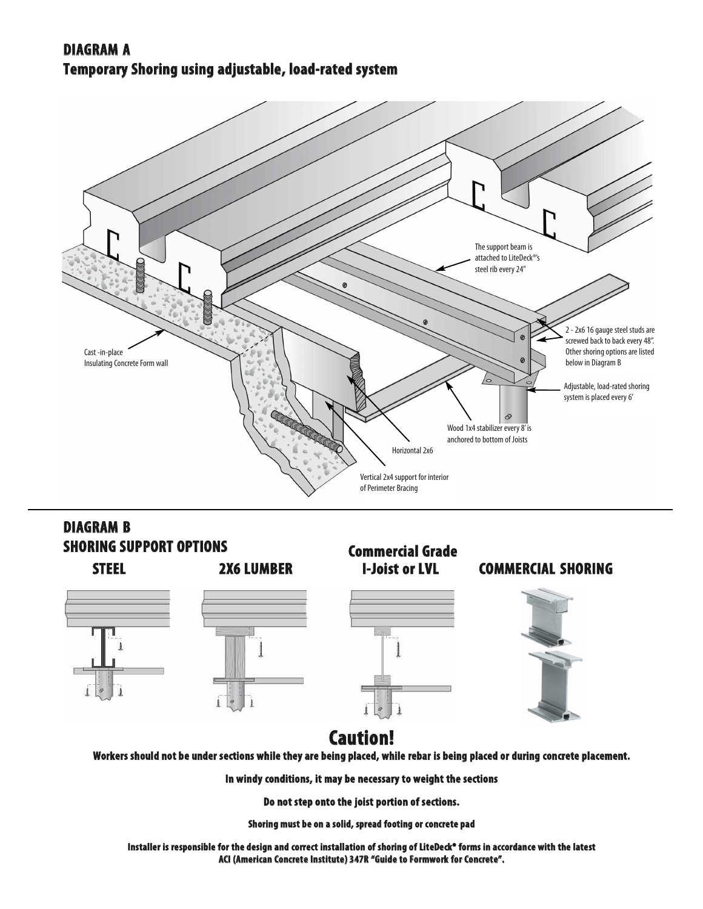## DIAGRAM A
## Temporary Shoring using adjustable, load-rated system

The support beam is attached to LiteDeck®'s steel rib every 24"

2 - 2x6 16 gauge steel studs are screwed back to back every 48". Other shoring options are listed below in Diagram B

Cast -in-place Insulating Concrete Form wall

Adjustable, load-rated shoring system is placed every 6'

Wood 1x4 stabilizer every 8' is anchored to bottom of Joists

Horizontal 2x6

Vertical 2x4 support for interior of Perimeter Bracing

## DIAGRAM B
## SHORING SUPPORT OPTIONS

**STEEL** | **2X6 LUMBER** | **Commercial Grade I-Joist or LVL** | **COMMERCIAL SHORING**

# Caution!

**Workers should not be under sections while they are being placed, while rebar is being placed or during concrete placement.**

**In windy conditions, it may be necessary to weight the sections**

**Do not step onto the joist portion of sections.**

**Shoring must be on a solid, spread footing or concrete pad**

**Installer is responsible for the design and correct installation of shoring of LiteDeck® forms in accordance with the latest ACI (American Concrete Institute) 347R "Guide to Formwork for Concrete".**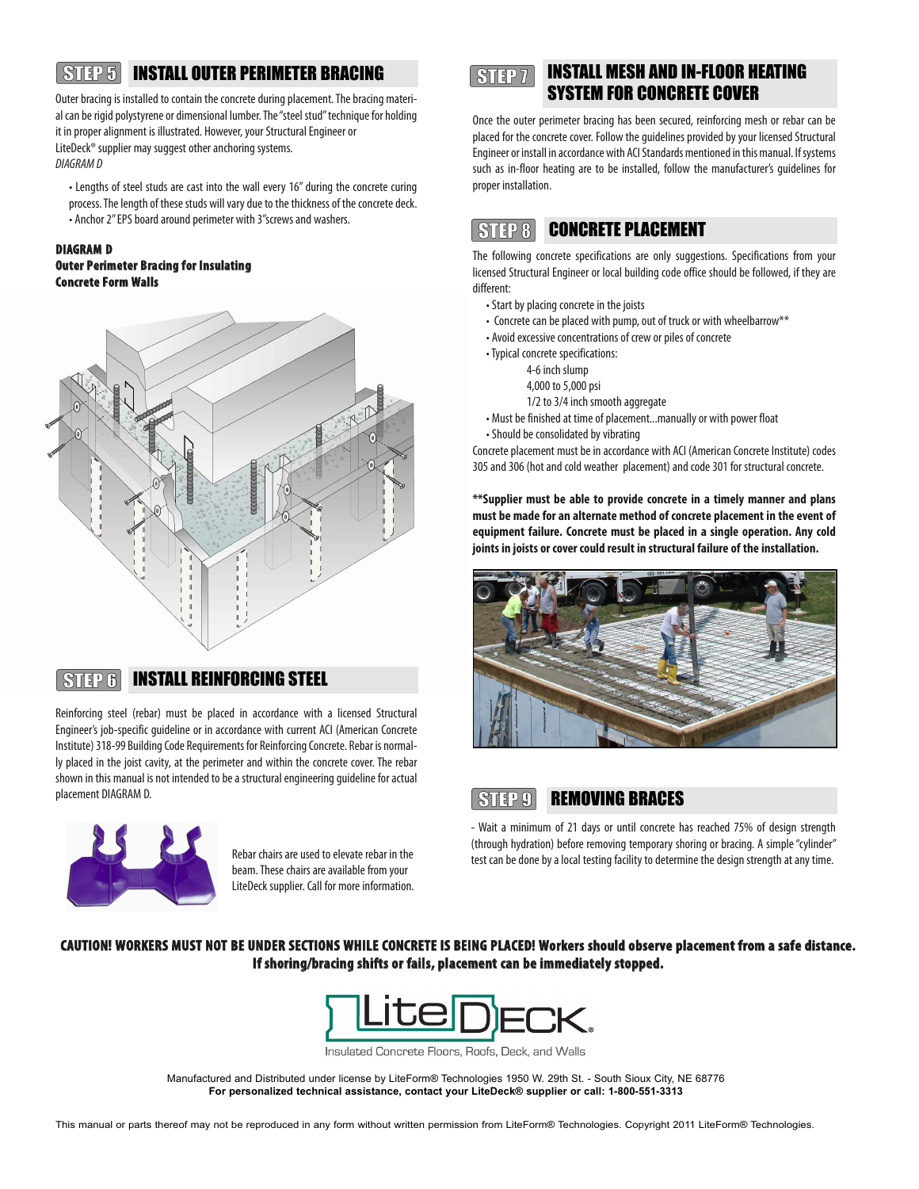## STEP 5 INSTALL OUTER PERIMETER BRACING

Outer bracing is installed to contain the concrete during placement. The bracing material can be rigid polystyrene or dimensional lumber. The "steel stud" technique for holding it in proper alignment is illustrated. However, your Structural Engineer or LiteDeck® supplier may suggest other anchoring systems.
*DIAGRAM D*

- Lengths of steel studs are cast into the wall every 16" during the concrete curing process. The length of these studs will vary due to the thickness of the concrete deck.
- Anchor 2" EPS board around perimeter with 3"screws and washers.

**DIAGRAM D**
**Outer Perimeter Bracing for Insulating Concrete Form Walls**

## STEP 6 INSTALL REINFORCING STEEL

Reinforcing steel (rebar) must be placed in accordance with a licensed Structural Engineer's job-specific guideline or in accordance with current ACI (American Concrete Institute) 318-99 Building Code Requirements for Reinforcing Concrete. Rebar is normally placed in the joist cavity, at the perimeter and within the concrete cover. The rebar shown in this manual is not intended to be a structural engineering guideline for actual placement DIAGRAM D.

Rebar chairs are used to elevate rebar in the beam. These chairs are available from your LiteDeck supplier. Call for more information.

## STEP 7 INSTALL MESH AND IN-FLOOR HEATING SYSTEM FOR CONCRETE COVER

Once the outer perimeter bracing has been secured, reinforcing mesh or rebar can be placed for the concrete cover. Follow the guidelines provided by your licensed Structural Engineer or install in accordance with ACI Standards mentioned in this manual. If systems such as in-floor heating are to be installed, follow the manufacturer's guidelines for proper installation.

## STEP 8 CONCRETE PLACEMENT

The following concrete specifications are only suggestions. Specifications from your licensed Structural Engineer or local building code office should be followed, if they are different:

- Start by placing concrete in the joists
- Concrete can be placed with pump, out of truck or with wheelbarrow**
- Avoid excessive concentrations of crew or piles of concrete
- Typical concrete specifications:
  - 4-6 inch slump
  - 4,000 to 5,000 psi
  - 1/2 to 3/4 inch smooth aggregate
- Must be finished at time of placement...manually or with power float
- Should be consolidated by vibrating

Concrete placement must be in accordance with ACI (American Concrete Institute) codes 305 and 306 (hot and cold weather placement) and code 301 for structural concrete.

**\*\*Supplier must be able to provide concrete in a timely manner and plans must be made for an alternate method of concrete placement in the event of equipment failure. Concrete must be placed in a single operation. Any cold joints in joists or cover could result in structural failure of the installation.**

## STEP 9 REMOVING BRACES

- Wait a minimum of 21 days or until concrete has reached 75% of design strength (through hydration) before removing temporary shoring or bracing. A simple "cylinder" test can be done by a local testing facility to determine the design strength at any time.

**CAUTION! WORKERS MUST NOT BE UNDER SECTIONS WHILE CONCRETE IS BEING PLACED! Workers should observe placement from a safe distance. If shoring/bracing shifts or fails, placement can be immediately stopped.**

LiteDeck®
Insulated Concrete Floors, Roofs, Deck, and Walls

Manufactured and Distributed under license by LiteForm® Technologies 1950 W. 29th St. - South Sioux City, NE 68776
**For personalized technical assistance, contact your LiteDeck® supplier or call: 1-800-551-3313**

This manual or parts thereof may not be reproduced in any form without written permission from LiteForm® Technologies. Copyright 2011 LiteForm® Technologies.